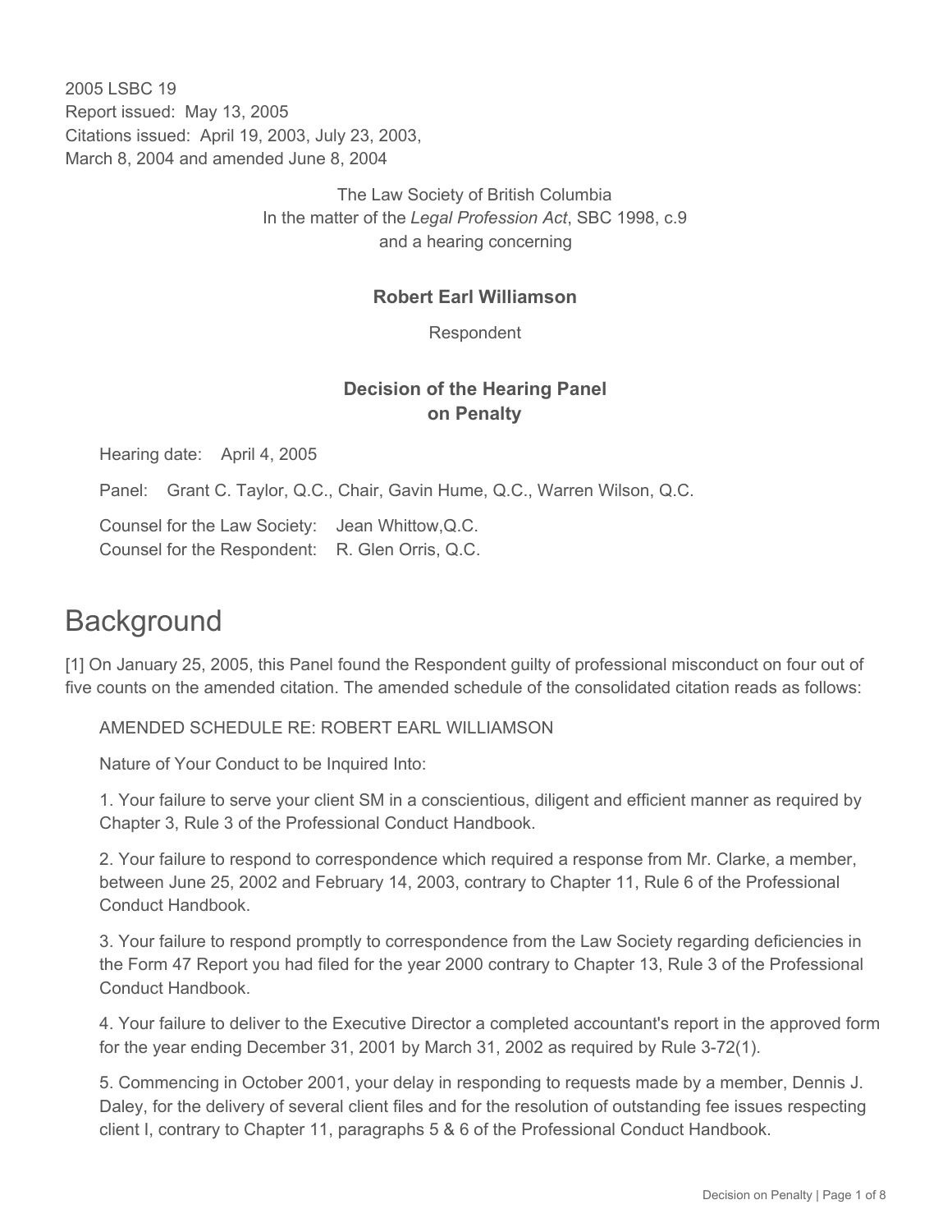2005 LSBC 19
Report issued: May 13, 2005
Citations issued: April 19, 2003, July 23, 2003, March 8, 2004 and amended June 8, 2004

The Law Society of British Columbia
In the matter of the *Legal Profession Act*, SBC 1998, c.9
and a hearing concerning

**Robert Earl Williamson**

Respondent

**Decision of the Hearing Panel on Penalty**

Hearing date: April 4, 2005

Panel: Grant C. Taylor, Q.C., Chair, Gavin Hume, Q.C., Warren Wilson, Q.C.

Counsel for the Law Society: Jean Whittow,Q.C.
Counsel for the Respondent: R. Glen Orris, Q.C.

# Background

[1] On January 25, 2005, this Panel found the Respondent guilty of professional misconduct on four out of five counts on the amended citation. The amended schedule of the consolidated citation reads as follows:

AMENDED SCHEDULE RE: ROBERT EARL WILLIAMSON

Nature of Your Conduct to be Inquired Into:

1. Your failure to serve your client SM in a conscientious, diligent and efficient manner as required by Chapter 3, Rule 3 of the Professional Conduct Handbook.

2. Your failure to respond to correspondence which required a response from Mr. Clarke, a member, between June 25, 2002 and February 14, 2003, contrary to Chapter 11, Rule 6 of the Professional Conduct Handbook.

3. Your failure to respond promptly to correspondence from the Law Society regarding deficiencies in the Form 47 Report you had filed for the year 2000 contrary to Chapter 13, Rule 3 of the Professional Conduct Handbook.

4. Your failure to deliver to the Executive Director a completed accountant's report in the approved form for the year ending December 31, 2001 by March 31, 2002 as required by Rule 3-72(1).

5. Commencing in October 2001, your delay in responding to requests made by a member, Dennis J. Daley, for the delivery of several client files and for the resolution of outstanding fee issues respecting client I, contrary to Chapter 11, paragraphs 5 & 6 of the Professional Conduct Handbook.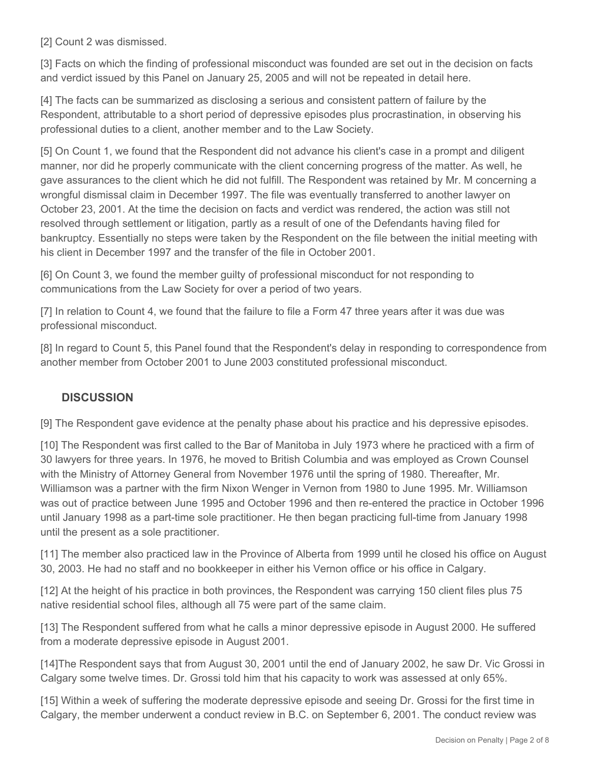[2] Count 2 was dismissed.

[3] Facts on which the finding of professional misconduct was founded are set out in the decision on facts and verdict issued by this Panel on January 25, 2005 and will not be repeated in detail here.

[4] The facts can be summarized as disclosing a serious and consistent pattern of failure by the Respondent, attributable to a short period of depressive episodes plus procrastination, in observing his professional duties to a client, another member and to the Law Society.

[5] On Count 1, we found that the Respondent did not advance his client's case in a prompt and diligent manner, nor did he properly communicate with the client concerning progress of the matter. As well, he gave assurances to the client which he did not fulfill. The Respondent was retained by Mr. M concerning a wrongful dismissal claim in December 1997. The file was eventually transferred to another lawyer on October 23, 2001. At the time the decision on facts and verdict was rendered, the action was still not resolved through settlement or litigation, partly as a result of one of the Defendants having filed for bankruptcy. Essentially no steps were taken by the Respondent on the file between the initial meeting with his client in December 1997 and the transfer of the file in October 2001.

[6] On Count 3, we found the member guilty of professional misconduct for not responding to communications from the Law Society for over a period of two years.

[7] In relation to Count 4, we found that the failure to file a Form 47 three years after it was due was professional misconduct.

[8] In regard to Count 5, this Panel found that the Respondent's delay in responding to correspondence from another member from October 2001 to June 2003 constituted professional misconduct.

## DISCUSSION

[9] The Respondent gave evidence at the penalty phase about his practice and his depressive episodes.

[10] The Respondent was first called to the Bar of Manitoba in July 1973 where he practiced with a firm of 30 lawyers for three years. In 1976, he moved to British Columbia and was employed as Crown Counsel with the Ministry of Attorney General from November 1976 until the spring of 1980. Thereafter, Mr. Williamson was a partner with the firm Nixon Wenger in Vernon from 1980 to June 1995. Mr. Williamson was out of practice between June 1995 and October 1996 and then re-entered the practice in October 1996 until January 1998 as a part-time sole practitioner. He then began practicing full-time from January 1998 until the present as a sole practitioner.

[11] The member also practiced law in the Province of Alberta from 1999 until he closed his office on August 30, 2003. He had no staff and no bookkeeper in either his Vernon office or his office in Calgary.

[12] At the height of his practice in both provinces, the Respondent was carrying 150 client files plus 75 native residential school files, although all 75 were part of the same claim.

[13] The Respondent suffered from what he calls a minor depressive episode in August 2000. He suffered from a moderate depressive episode in August 2001.

[14]The Respondent says that from August 30, 2001 until the end of January 2002, he saw Dr. Vic Grossi in Calgary some twelve times. Dr. Grossi told him that his capacity to work was assessed at only 65%.

[15] Within a week of suffering the moderate depressive episode and seeing Dr. Grossi for the first time in Calgary, the member underwent a conduct review in B.C. on September 6, 2001. The conduct review was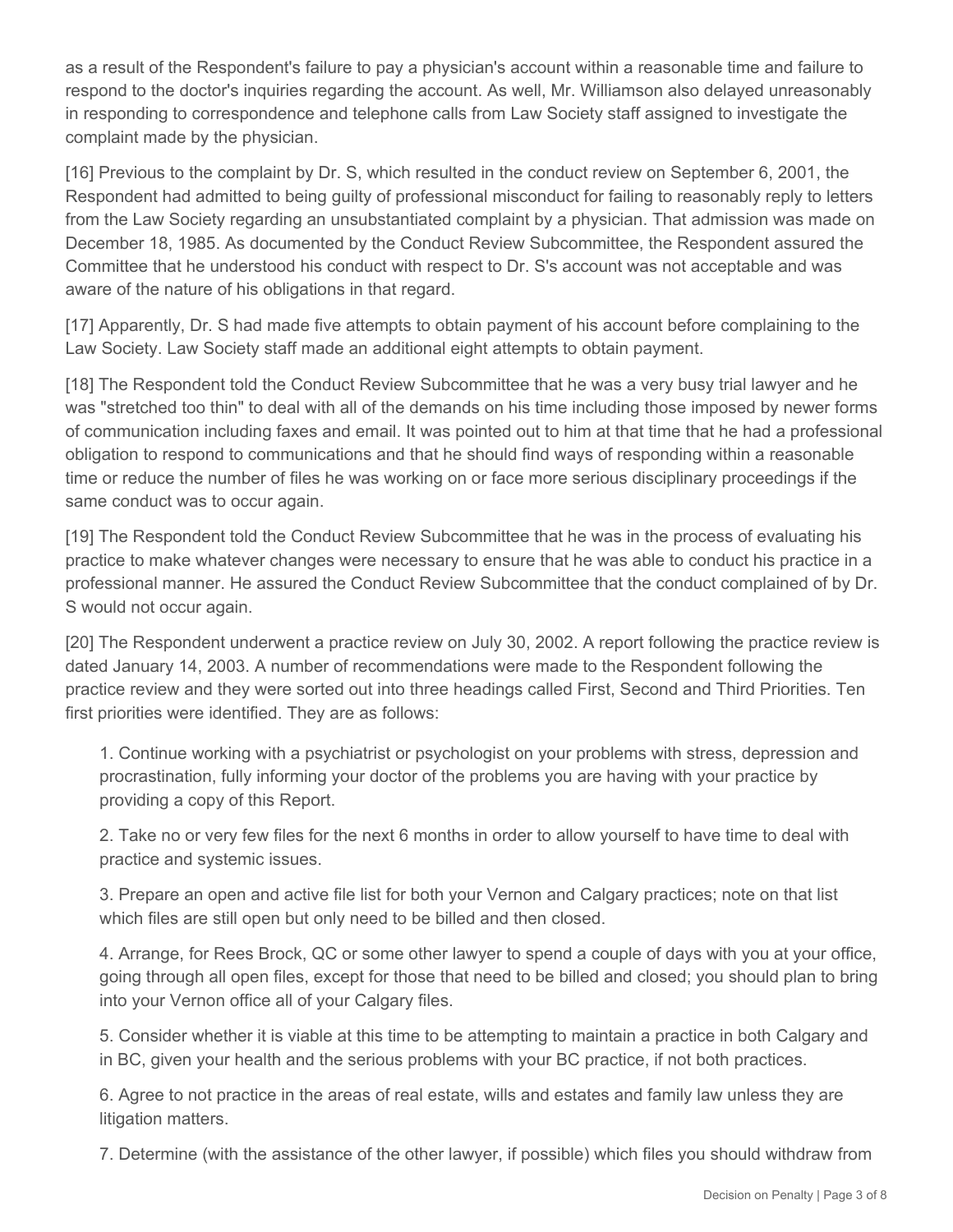as a result of the Respondent's failure to pay a physician's account within a reasonable time and failure to respond to the doctor's inquiries regarding the account. As well, Mr. Williamson also delayed unreasonably in responding to correspondence and telephone calls from Law Society staff assigned to investigate the complaint made by the physician.

[16] Previous to the complaint by Dr. S, which resulted in the conduct review on September 6, 2001, the Respondent had admitted to being guilty of professional misconduct for failing to reasonably reply to letters from the Law Society regarding an unsubstantiated complaint by a physician. That admission was made on December 18, 1985. As documented by the Conduct Review Subcommittee, the Respondent assured the Committee that he understood his conduct with respect to Dr. S's account was not acceptable and was aware of the nature of his obligations in that regard.

[17] Apparently, Dr. S had made five attempts to obtain payment of his account before complaining to the Law Society. Law Society staff made an additional eight attempts to obtain payment.

[18] The Respondent told the Conduct Review Subcommittee that he was a very busy trial lawyer and he was "stretched too thin" to deal with all of the demands on his time including those imposed by newer forms of communication including faxes and email. It was pointed out to him at that time that he had a professional obligation to respond to communications and that he should find ways of responding within a reasonable time or reduce the number of files he was working on or face more serious disciplinary proceedings if the same conduct was to occur again.

[19] The Respondent told the Conduct Review Subcommittee that he was in the process of evaluating his practice to make whatever changes were necessary to ensure that he was able to conduct his practice in a professional manner. He assured the Conduct Review Subcommittee that the conduct complained of by Dr. S would not occur again.

[20] The Respondent underwent a practice review on July 30, 2002. A report following the practice review is dated January 14, 2003. A number of recommendations were made to the Respondent following the practice review and they were sorted out into three headings called First, Second and Third Priorities. Ten first priorities were identified. They are as follows:

1. Continue working with a psychiatrist or psychologist on your problems with stress, depression and procrastination, fully informing your doctor of the problems you are having with your practice by providing a copy of this Report.

2. Take no or very few files for the next 6 months in order to allow yourself to have time to deal with practice and systemic issues.

3. Prepare an open and active file list for both your Vernon and Calgary practices; note on that list which files are still open but only need to be billed and then closed.

4. Arrange, for Rees Brock, QC or some other lawyer to spend a couple of days with you at your office, going through all open files, except for those that need to be billed and closed; you should plan to bring into your Vernon office all of your Calgary files.

5. Consider whether it is viable at this time to be attempting to maintain a practice in both Calgary and in BC, given your health and the serious problems with your BC practice, if not both practices.

6. Agree to not practice in the areas of real estate, wills and estates and family law unless they are litigation matters.

7. Determine (with the assistance of the other lawyer, if possible) which files you should withdraw from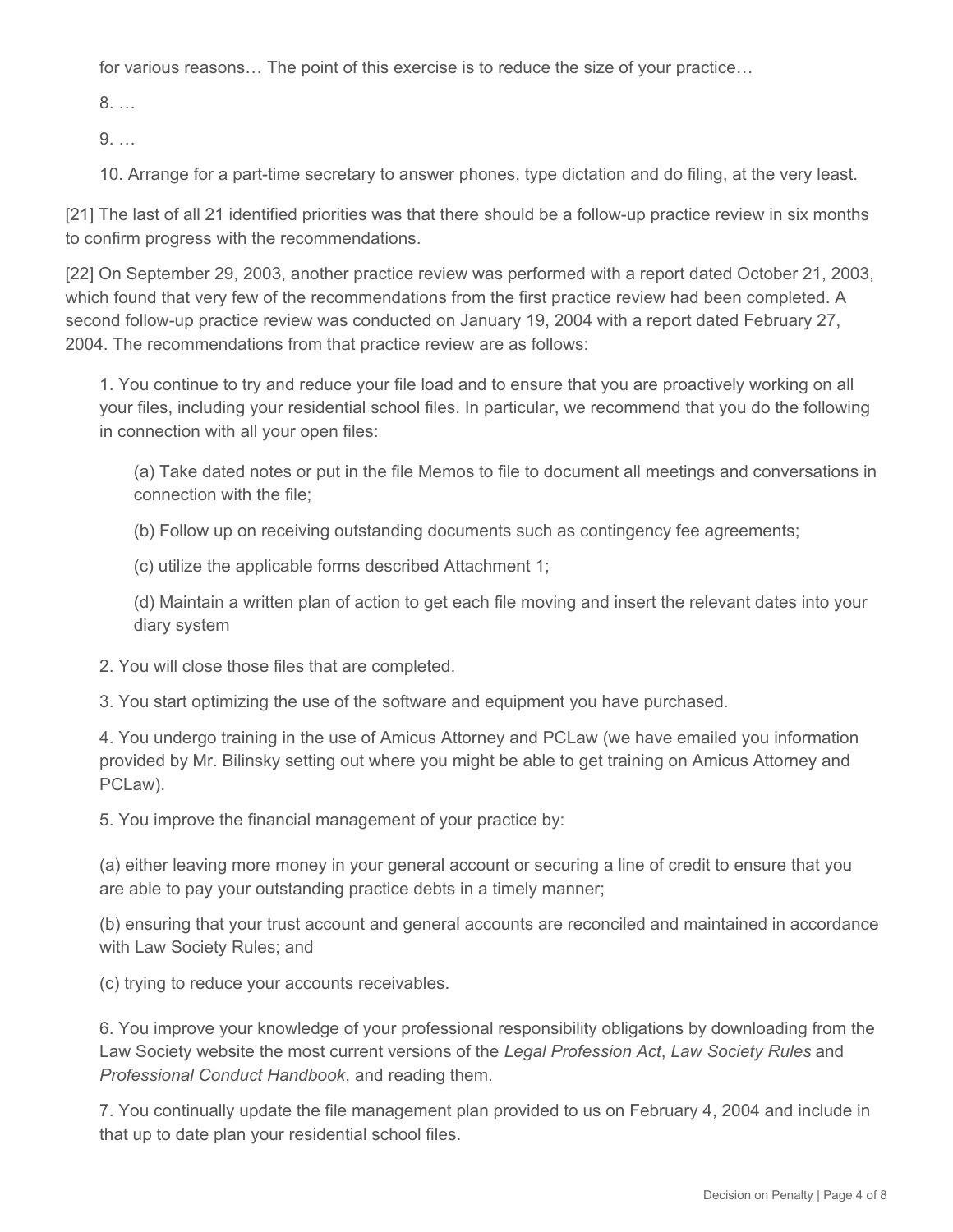for various reasons… The point of this exercise is to reduce the size of your practice…

8. …

9. …

10. Arrange for a part-time secretary to answer phones, type dictation and do filing, at the very least.

[21] The last of all 21 identified priorities was that there should be a follow-up practice review in six months to confirm progress with the recommendations.

[22] On September 29, 2003, another practice review was performed with a report dated October 21, 2003, which found that very few of the recommendations from the first practice review had been completed. A second follow-up practice review was conducted on January 19, 2004 with a report dated February 27, 2004. The recommendations from that practice review are as follows:

> 1. You continue to try and reduce your file load and to ensure that you are proactively working on all your files, including your residential school files. In particular, we recommend that you do the following in connection with all your open files:
>
> > (a) Take dated notes or put in the file Memos to file to document all meetings and conversations in connection with the file;
> >
> > (b) Follow up on receiving outstanding documents such as contingency fee agreements;
> >
> > (c) utilize the applicable forms described Attachment 1;
> >
> > (d) Maintain a written plan of action to get each file moving and insert the relevant dates into your diary system
>
> 2. You will close those files that are completed.
>
> 3. You start optimizing the use of the software and equipment you have purchased.
>
> 4. You undergo training in the use of Amicus Attorney and PCLaw (we have emailed you information provided by Mr. Bilinsky setting out where you might be able to get training on Amicus Attorney and PCLaw).
>
> 5. You improve the financial management of your practice by:
>
> (a) either leaving more money in your general account or securing a line of credit to ensure that you are able to pay your outstanding practice debts in a timely manner;
>
> (b) ensuring that your trust account and general accounts are reconciled and maintained in accordance with Law Society Rules; and
>
> (c) trying to reduce your accounts receivables.
>
> 6. You improve your knowledge of your professional responsibility obligations by downloading from the Law Society website the most current versions of the *Legal Profession Act*, *Law Society Rules* and *Professional Conduct Handbook*, and reading them.
>
> 7. You continually update the file management plan provided to us on February 4, 2004 and include in that up to date plan your residential school files.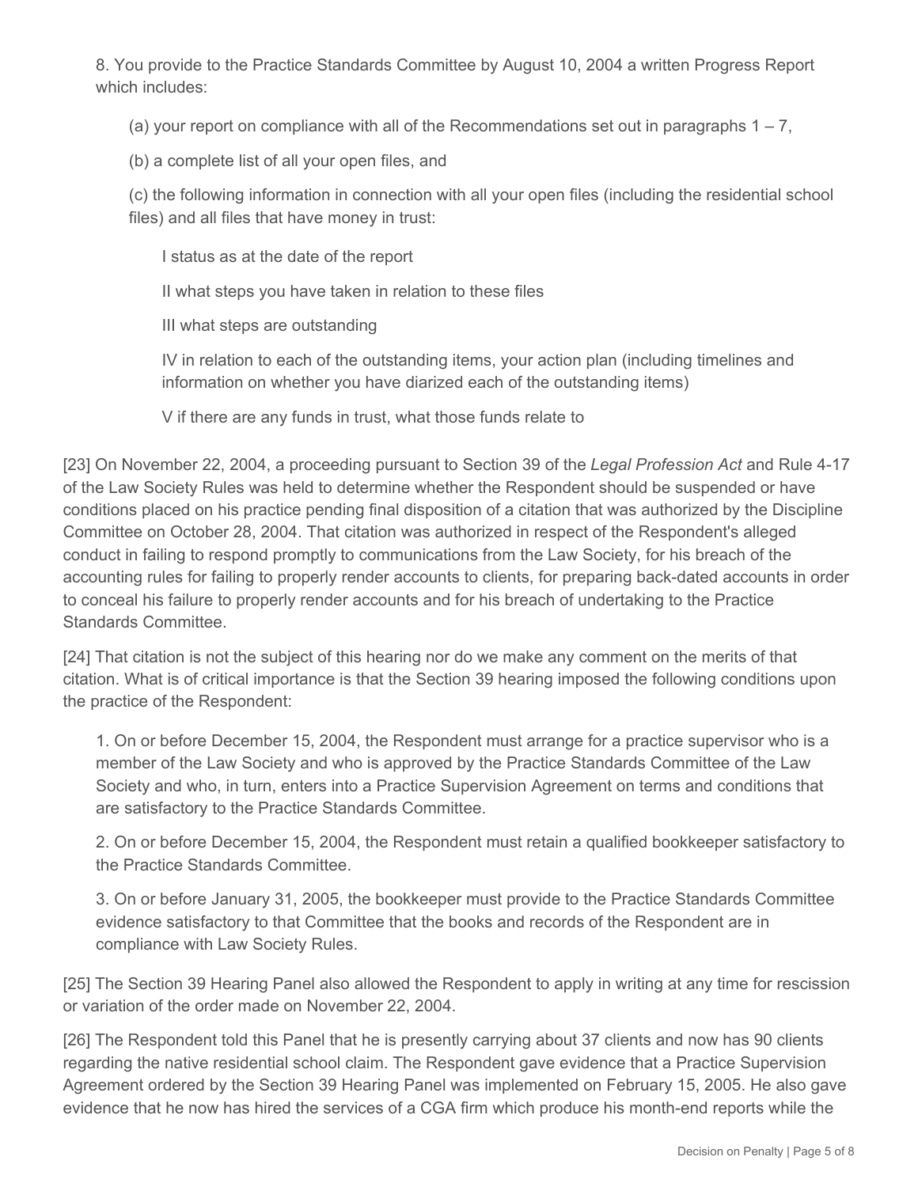8. You provide to the Practice Standards Committee by August 10, 2004 a written Progress Report which includes:

(a) your report on compliance with all of the Recommendations set out in paragraphs 1 – 7,

(b) a complete list of all your open files, and

(c) the following information in connection with all your open files (including the residential school files) and all files that have money in trust:

I status as at the date of the report

II what steps you have taken in relation to these files

III what steps are outstanding

IV in relation to each of the outstanding items, your action plan (including timelines and information on whether you have diarized each of the outstanding items)

V if there are any funds in trust, what those funds relate to

[23] On November 22, 2004, a proceeding pursuant to Section 39 of the *Legal Profession Act* and Rule 4-17 of the Law Society Rules was held to determine whether the Respondent should be suspended or have conditions placed on his practice pending final disposition of a citation that was authorized by the Discipline Committee on October 28, 2004. That citation was authorized in respect of the Respondent's alleged conduct in failing to respond promptly to communications from the Law Society, for his breach of the accounting rules for failing to properly render accounts to clients, for preparing back-dated accounts in order to conceal his failure to properly render accounts and for his breach of undertaking to the Practice Standards Committee.

[24] That citation is not the subject of this hearing nor do we make any comment on the merits of that citation. What is of critical importance is that the Section 39 hearing imposed the following conditions upon the practice of the Respondent:

1. On or before December 15, 2004, the Respondent must arrange for a practice supervisor who is a member of the Law Society and who is approved by the Practice Standards Committee of the Law Society and who, in turn, enters into a Practice Supervision Agreement on terms and conditions that are satisfactory to the Practice Standards Committee.

2. On or before December 15, 2004, the Respondent must retain a qualified bookkeeper satisfactory to the Practice Standards Committee.

3. On or before January 31, 2005, the bookkeeper must provide to the Practice Standards Committee evidence satisfactory to that Committee that the books and records of the Respondent are in compliance with Law Society Rules.

[25] The Section 39 Hearing Panel also allowed the Respondent to apply in writing at any time for rescission or variation of the order made on November 22, 2004.

[26] The Respondent told this Panel that he is presently carrying about 37 clients and now has 90 clients regarding the native residential school claim. The Respondent gave evidence that a Practice Supervision Agreement ordered by the Section 39 Hearing Panel was implemented on February 15, 2005. He also gave evidence that he now has hired the services of a CGA firm which produce his month-end reports while the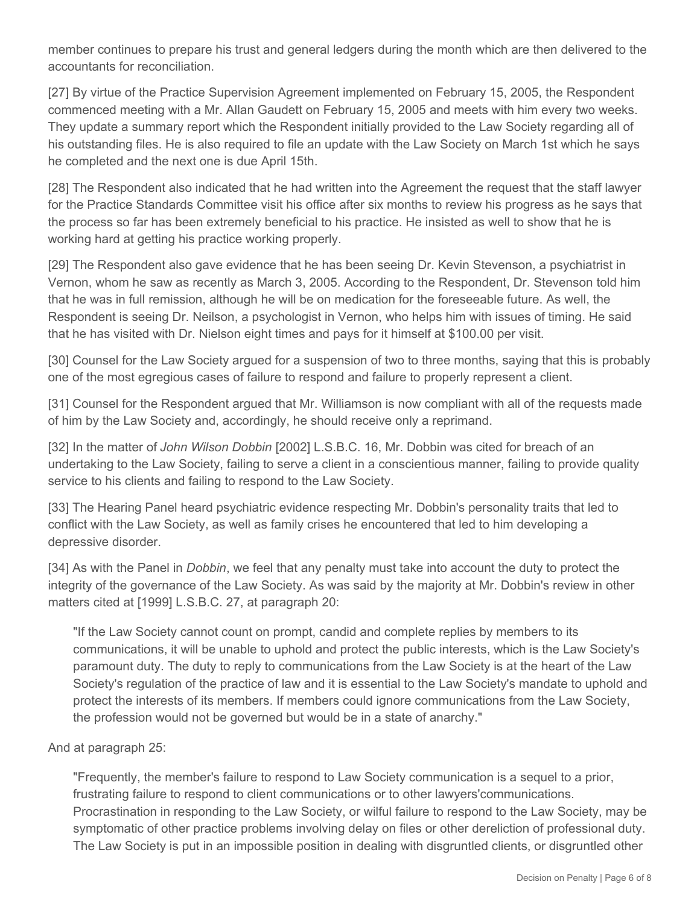member continues to prepare his trust and general ledgers during the month which are then delivered to the accountants for reconciliation.

[27] By virtue of the Practice Supervision Agreement implemented on February 15, 2005, the Respondent commenced meeting with a Mr. Allan Gaudett on February 15, 2005 and meets with him every two weeks. They update a summary report which the Respondent initially provided to the Law Society regarding all of his outstanding files. He is also required to file an update with the Law Society on March 1st which he says he completed and the next one is due April 15th.

[28] The Respondent also indicated that he had written into the Agreement the request that the staff lawyer for the Practice Standards Committee visit his office after six months to review his progress as he says that the process so far has been extremely beneficial to his practice. He insisted as well to show that he is working hard at getting his practice working properly.

[29] The Respondent also gave evidence that he has been seeing Dr. Kevin Stevenson, a psychiatrist in Vernon, whom he saw as recently as March 3, 2005. According to the Respondent, Dr. Stevenson told him that he was in full remission, although he will be on medication for the foreseeable future. As well, the Respondent is seeing Dr. Neilson, a psychologist in Vernon, who helps him with issues of timing. He said that he has visited with Dr. Nielson eight times and pays for it himself at $100.00 per visit.

[30] Counsel for the Law Society argued for a suspension of two to three months, saying that this is probably one of the most egregious cases of failure to respond and failure to properly represent a client.

[31] Counsel for the Respondent argued that Mr. Williamson is now compliant with all of the requests made of him by the Law Society and, accordingly, he should receive only a reprimand.

[32] In the matter of *John Wilson Dobbin* [2002] L.S.B.C. 16, Mr. Dobbin was cited for breach of an undertaking to the Law Society, failing to serve a client in a conscientious manner, failing to provide quality service to his clients and failing to respond to the Law Society.

[33] The Hearing Panel heard psychiatric evidence respecting Mr. Dobbin's personality traits that led to conflict with the Law Society, as well as family crises he encountered that led to him developing a depressive disorder.

[34] As with the Panel in *Dobbin*, we feel that any penalty must take into account the duty to protect the integrity of the governance of the Law Society. As was said by the majority at Mr. Dobbin's review in other matters cited at [1999] L.S.B.C. 27, at paragraph 20:

> "If the Law Society cannot count on prompt, candid and complete replies by members to its communications, it will be unable to uphold and protect the public interests, which is the Law Society's paramount duty. The duty to reply to communications from the Law Society is at the heart of the Law Society's regulation of the practice of law and it is essential to the Law Society's mandate to uphold and protect the interests of its members. If members could ignore communications from the Law Society, the profession would not be governed but would be in a state of anarchy."

And at paragraph 25:

> "Frequently, the member's failure to respond to Law Society communication is a sequel to a prior, frustrating failure to respond to client communications or to other lawyers'communications. Procrastination in responding to the Law Society, or wilful failure to respond to the Law Society, may be symptomatic of other practice problems involving delay on files or other dereliction of professional duty. The Law Society is put in an impossible position in dealing with disgruntled clients, or disgruntled other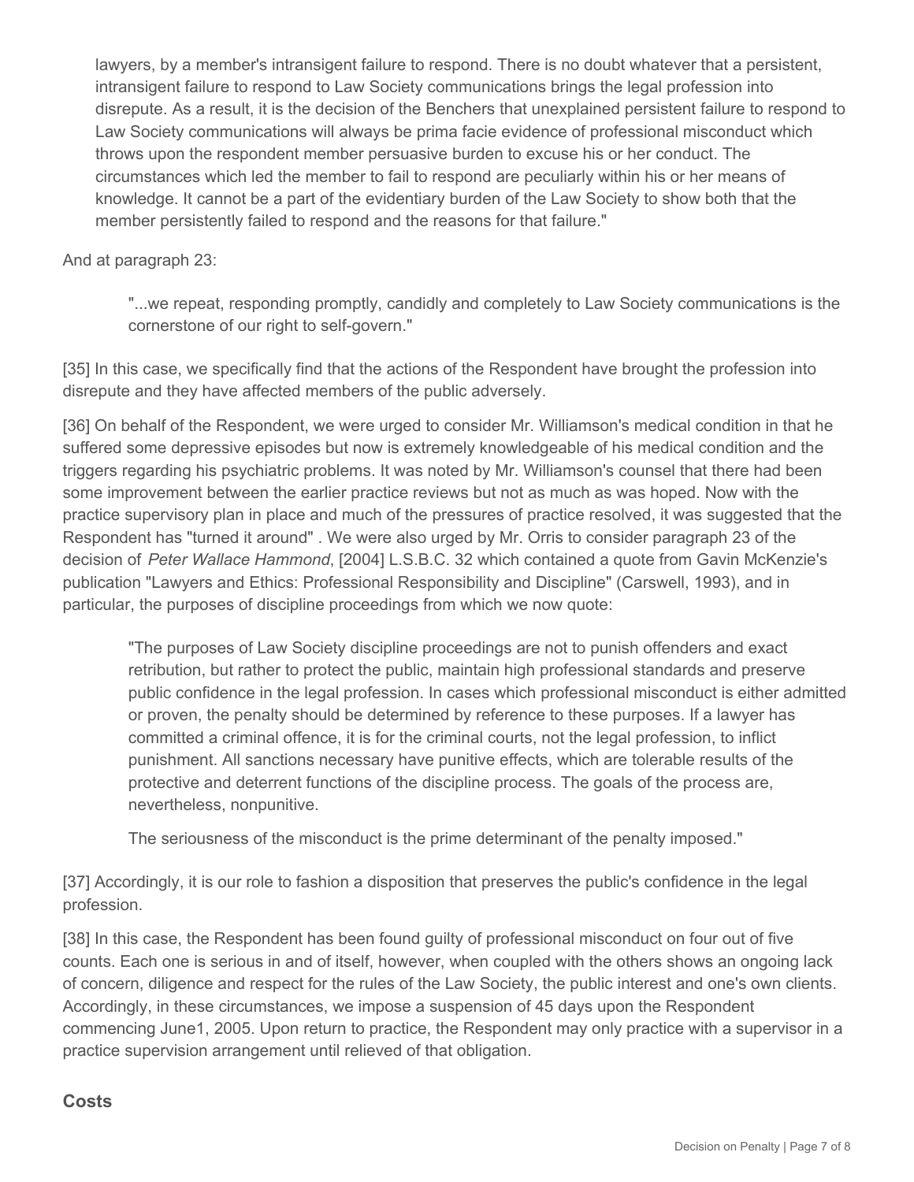> lawyers, by a member's intransigent failure to respond. There is no doubt whatever that a persistent, intransigent failure to respond to Law Society communications brings the legal profession into disrepute. As a result, it is the decision of the Benchers that unexplained persistent failure to respond to Law Society communications will always be prima facie evidence of professional misconduct which throws upon the respondent member persuasive burden to excuse his or her conduct. The circumstances which led the member to fail to respond are peculiarly within his or her means of knowledge. It cannot be a part of the evidentiary burden of the Law Society to show both that the member persistently failed to respond and the reasons for that failure."

And at paragraph 23:

> "...we repeat, responding promptly, candidly and completely to Law Society communications is the cornerstone of our right to self-govern."

[35] In this case, we specifically find that the actions of the Respondent have brought the profession into disrepute and they have affected members of the public adversely.

[36] On behalf of the Respondent, we were urged to consider Mr. Williamson's medical condition in that he suffered some depressive episodes but now is extremely knowledgeable of his medical condition and the triggers regarding his psychiatric problems. It was noted by Mr. Williamson's counsel that there had been some improvement between the earlier practice reviews but not as much as was hoped. Now with the practice supervisory plan in place and much of the pressures of practice resolved, it was suggested that the Respondent has "turned it around" . We were also urged by Mr. Orris to consider paragraph 23 of the decision of *Peter Wallace Hammond*, [2004] L.S.B.C. 32 which contained a quote from Gavin McKenzie's publication "Lawyers and Ethics: Professional Responsibility and Discipline" (Carswell, 1993), and in particular, the purposes of discipline proceedings from which we now quote:

> "The purposes of Law Society discipline proceedings are not to punish offenders and exact retribution, but rather to protect the public, maintain high professional standards and preserve public confidence in the legal profession. In cases which professional misconduct is either admitted or proven, the penalty should be determined by reference to these purposes. If a lawyer has committed a criminal offence, it is for the criminal courts, not the legal profession, to inflict punishment. All sanctions necessary have punitive effects, which are tolerable results of the protective and deterrent functions of the discipline process. The goals of the process are, nevertheless, nonpunitive.
>
> The seriousness of the misconduct is the prime determinant of the penalty imposed."

[37] Accordingly, it is our role to fashion a disposition that preserves the public's confidence in the legal profession.

[38] In this case, the Respondent has been found guilty of professional misconduct on four out of five counts. Each one is serious in and of itself, however, when coupled with the others shows an ongoing lack of concern, diligence and respect for the rules of the Law Society, the public interest and one's own clients. Accordingly, in these circumstances, we impose a suspension of 45 days upon the Respondent commencing June1, 2005. Upon return to practice, the Respondent may only practice with a supervisor in a practice supervision arrangement until relieved of that obligation.

## Costs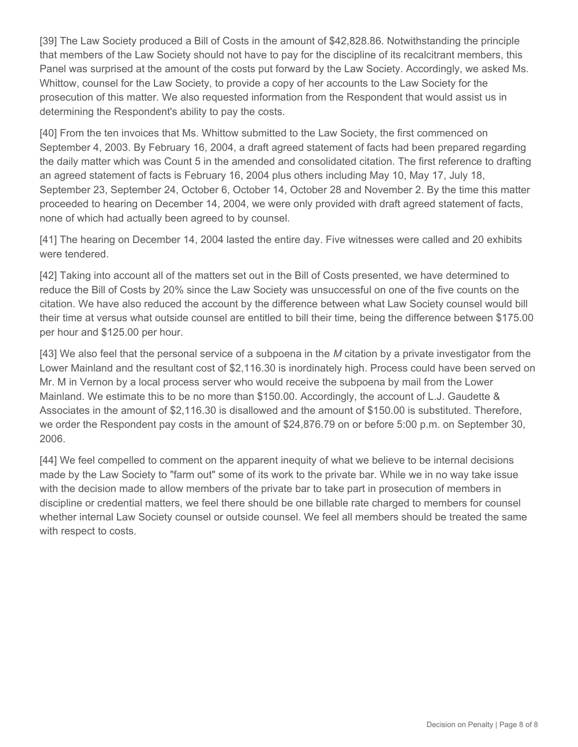[39] The Law Society produced a Bill of Costs in the amount of $42,828.86. Notwithstanding the principle that members of the Law Society should not have to pay for the discipline of its recalcitrant members, this Panel was surprised at the amount of the costs put forward by the Law Society. Accordingly, we asked Ms. Whittow, counsel for the Law Society, to provide a copy of her accounts to the Law Society for the prosecution of this matter. We also requested information from the Respondent that would assist us in determining the Respondent's ability to pay the costs.

[40] From the ten invoices that Ms. Whittow submitted to the Law Society, the first commenced on September 4, 2003. By February 16, 2004, a draft agreed statement of facts had been prepared regarding the daily matter which was Count 5 in the amended and consolidated citation. The first reference to drafting an agreed statement of facts is February 16, 2004 plus others including May 10, May 17, July 18, September 23, September 24, October 6, October 14, October 28 and November 2. By the time this matter proceeded to hearing on December 14, 2004, we were only provided with draft agreed statement of facts, none of which had actually been agreed to by counsel.

[41] The hearing on December 14, 2004 lasted the entire day. Five witnesses were called and 20 exhibits were tendered.

[42] Taking into account all of the matters set out in the Bill of Costs presented, we have determined to reduce the Bill of Costs by 20% since the Law Society was unsuccessful on one of the five counts on the citation. We have also reduced the account by the difference between what Law Society counsel would bill their time at versus what outside counsel are entitled to bill their time, being the difference between $175.00 per hour and $125.00 per hour.

[43] We also feel that the personal service of a subpoena in the *M* citation by a private investigator from the Lower Mainland and the resultant cost of $2,116.30 is inordinately high. Process could have been served on Mr. M in Vernon by a local process server who would receive the subpoena by mail from the Lower Mainland. We estimate this to be no more than $150.00. Accordingly, the account of L.J. Gaudette & Associates in the amount of $2,116.30 is disallowed and the amount of $150.00 is substituted. Therefore, we order the Respondent pay costs in the amount of $24,876.79 on or before 5:00 p.m. on September 30, 2006.

[44] We feel compelled to comment on the apparent inequity of what we believe to be internal decisions made by the Law Society to "farm out" some of its work to the private bar. While we in no way take issue with the decision made to allow members of the private bar to take part in prosecution of members in discipline or credential matters, we feel there should be one billable rate charged to members for counsel whether internal Law Society counsel or outside counsel. We feel all members should be treated the same with respect to costs.